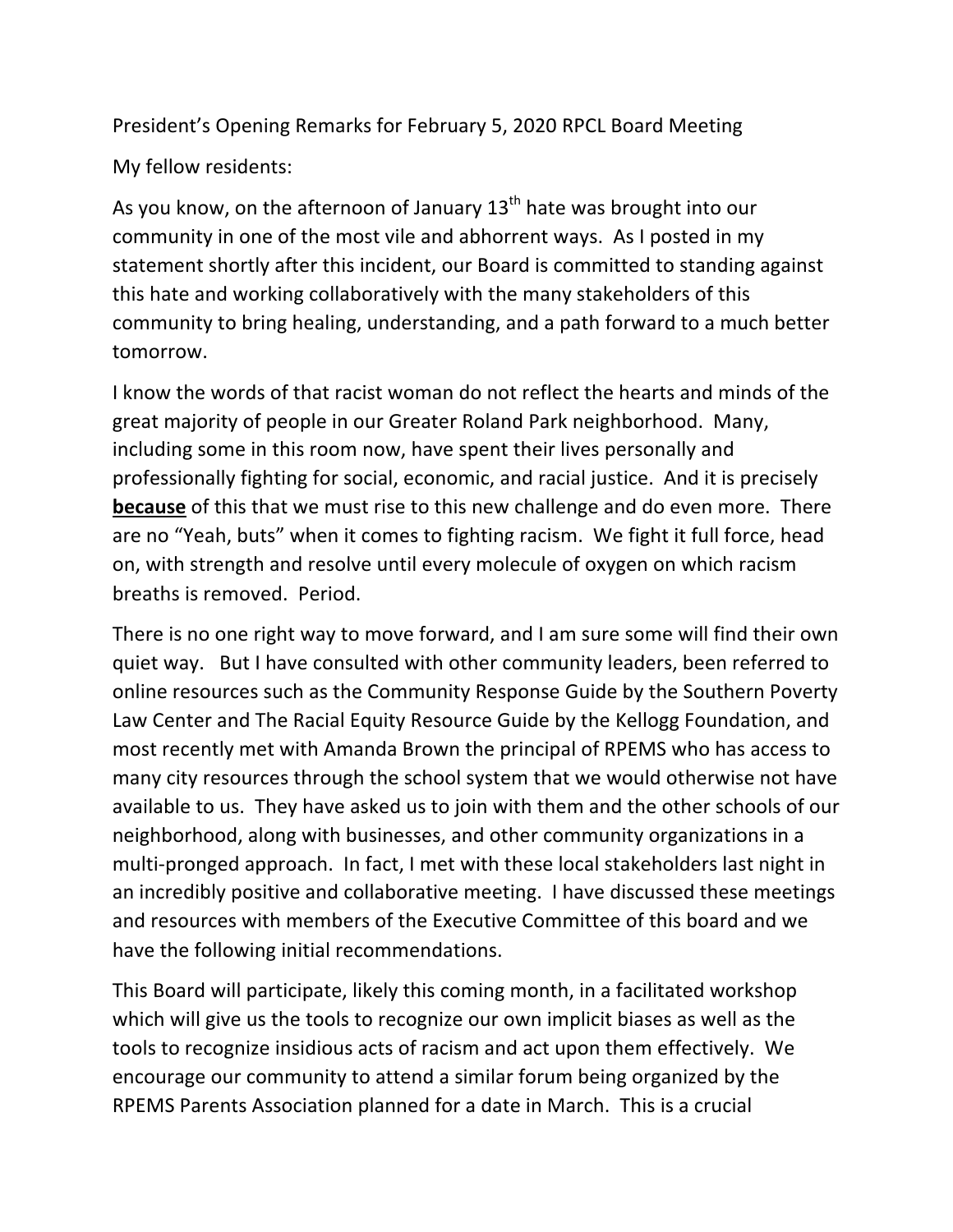President's Opening Remarks for February 5, 2020 RPCL Board Meeting

My fellow residents:

As you know, on the afternoon of January 13th hate was brought into our community in one of the most vile and abhorrent ways. As I posted in my statement shortly after this incident, our Board is committed to standing against this hate and working collaboratively with the many stakeholders of this community to bring healing, understanding, and a path forward to a much better tomorrow.

I know the words of that racist woman do not reflect the hearts and minds of the great majority of people in our Greater Roland Park neighborhood. Many, including some in this room now, have spent their lives personally and professionally fighting for social, economic, and racial justice. And it is precisely **because** of this that we must rise to this new challenge and do even more. There are no "Yeah, buts" when it comes to fighting racism. We fight it full force, head on, with strength and resolve until every molecule of oxygen on which racism breaths is removed. Period.

There is no one right way to move forward, and I am sure some will find their own quiet way. But I have consulted with other community leaders, been referred to online resources such as the Community Response Guide by the Southern Poverty Law Center and The Racial Equity Resource Guide by the Kellogg Foundation, and most recently met with Amanda Brown the principal of RPEMS who has access to many city resources through the school system that we would otherwise not have available to us. They have asked us to join with them and the other schools of our neighborhood, along with businesses, and other community organizations in a multi-pronged approach. In fact, I met with these local stakeholders last night in an incredibly positive and collaborative meeting. I have discussed these meetings and resources with members of the Executive Committee of this board and we have the following initial recommendations.

This Board will participate, likely this coming month, in a facilitated workshop which will give us the tools to recognize our own implicit biases as well as the tools to recognize insidious acts of racism and act upon them effectively. We encourage our community to attend a similar forum being organized by the RPEMS Parents Association planned for a date in March. This is a crucial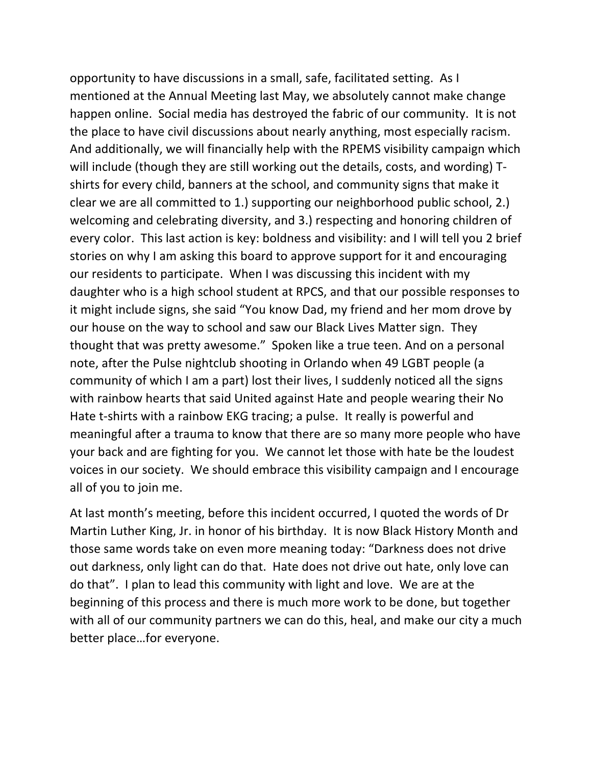opportunity to have discussions in a small, safe, facilitated setting. As I mentioned at the Annual Meeting last May, we absolutely cannot make change happen online. Social media has destroyed the fabric of our community. It is not the place to have civil discussions about nearly anything, most especially racism. And additionally, we will financially help with the RPEMS visibility campaign which will include (though they are still working out the details, costs, and wording) T-shirts for every child, banners at the school, and community signs that make it clear we are all committed to 1.) supporting our neighborhood public school, 2.) welcoming and celebrating diversity, and 3.) respecting and honoring children of every color. This last action is key: boldness and visibility: and I will tell you 2 brief stories on why I am asking this board to approve support for it and encouraging our residents to participate. When I was discussing this incident with my daughter who is a high school student at RPCS, and that our possible responses to it might include signs, she said "You know Dad, my friend and her mom drove by our house on the way to school and saw our Black Lives Matter sign. They thought that was pretty awesome." Spoken like a true teen. And on a personal note, after the Pulse nightclub shooting in Orlando when 49 LGBT people (a community of which I am a part) lost their lives, I suddenly noticed all the signs with rainbow hearts that said United against Hate and people wearing their No Hate t-shirts with a rainbow EKG tracing; a pulse. It really is powerful and meaningful after a trauma to know that there are so many more people who have your back and are fighting for you. We cannot let those with hate be the loudest voices in our society. We should embrace this visibility campaign and I encourage all of you to join me.

At last month's meeting, before this incident occurred, I quoted the words of Dr Martin Luther King, Jr. in honor of his birthday. It is now Black History Month and those same words take on even more meaning today: "Darkness does not drive out darkness, only light can do that. Hate does not drive out hate, only love can do that". I plan to lead this community with light and love. We are at the beginning of this process and there is much more work to be done, but together with all of our community partners we can do this, heal, and make our city a much better place…for everyone.